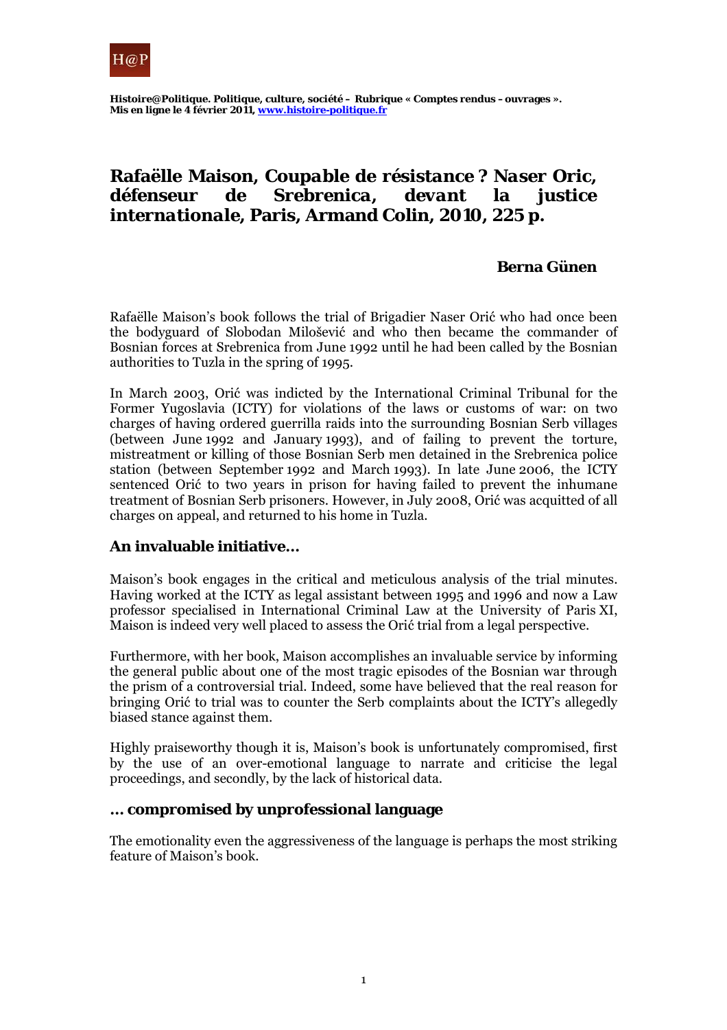**Histoire@Politique. Politique, culture, société – Rubrique « Comptes rendus – ouvrages ». Mis en ligne le 4 février 2011, www.histoire-politique.fr**

# Rafaëlle Maison, *Coupable de résistance ? Naser Oric, défenseur de Srebrenica, devant la justice internationale*, Paris, Armand Colin, 2010, 225 p.

**Berna Günen**

Rafaëlle Maison's book follows the trial of Brigadier Naser Orić who had once been the bodyguard of Slobodan Milošević and who then became the commander of Bosnian forces at Srebrenica from June 1992 until he had been called by the Bosnian authorities to Tuzla in the spring of 1995.

In March 2003, Orić was indicted by the International Criminal Tribunal for the Former Yugoslavia (ICTY) for violations of the laws or customs of war: on two charges of having ordered guerrilla raids into the surrounding Bosnian Serb villages (between June 1992 and January 1993), and of failing to prevent the torture, mistreatment or killing of those Bosnian Serb men detained in the Srebrenica police station (between September 1992 and March 1993). In late June 2006, the ICTY sentenced Orić to two years in prison for having failed to prevent the inhumane treatment of Bosnian Serb prisoners. However, in July 2008, Orić was acquitted of all charges on appeal, and returned to his home in Tuzla.

## An invaluable initiative…

Maison's book engages in the critical and meticulous analysis of the trial minutes. Having worked at the ICTY as legal assistant between 1995 and 1996 and now a Law professor specialised in International Criminal Law at the University of Paris XI, Maison is indeed very well placed to assess the Orić trial from a legal perspective.

Furthermore, with her book, Maison accomplishes an invaluable service by informing the general public about one of the most tragic episodes of the Bosnian war through the prism of a controversial trial. Indeed, some have believed that the real reason for bringing Orić to trial was to counter the Serb complaints about the ICTY's allegedly biased stance against them.

Highly praiseworthy though it is, Maison's book is unfortunately compromised, first by the use of an over-emotional language to narrate and criticise the legal proceedings, and secondly, by the lack of historical data.

## … compromised by unprofessional language

The emotionality even the aggressiveness of the language is perhaps the most striking feature of Maison's book.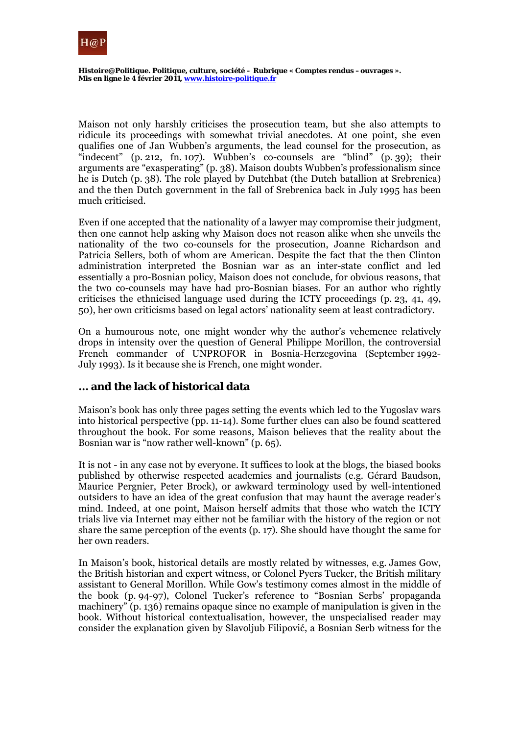Maison not only harshly criticises the prosecution team, but she also attempts to ridicule its proceedings with somewhat trivial anecdotes. At one point, she even qualifies one of Jan Wubben's arguments, the lead counsel for the prosecution, as "indecent" (p. 212, fn. 107). Wubben's co-counsels are "blind" (p. 39); their arguments are "exasperating" (p. 38). Maison doubts Wubben's professionalism since he is Dutch (p. 38). The role played by Dutchbat (the Dutch batallion at Srebrenica) and the then Dutch government in the fall of Srebrenica back in July 1995 has been much criticised.

Even if one accepted that the nationality of a lawyer may compromise their judgment, then one cannot help asking why Maison does not reason alike when she unveils the nationality of the two co-counsels for the prosecution, Joanne Richardson and Patricia Sellers, both of whom are American. Despite the fact that the then Clinton administration interpreted the Bosnian war as an inter-state conflict and led essentially a pro-Bosnian policy, Maison does not conclude, for obvious reasons, that the two co-counsels may have had pro-Bosnian biases. For an author who rightly criticises the ethnicised language used during the ICTY proceedings (p. 23, 41, 49, 50), her own criticisms based on legal actors' nationality seem at least contradictory.

On a humourous note, one might wonder why the author's vehemence relatively drops in intensity over the question of General Philippe Morillon, the controversial French commander of UNPROFOR in Bosnia-Herzegovina (September 1992-July 1993). Is it because she is French, one might wonder.

## … and the lack of historical data

Maison's book has only three pages setting the events which led to the Yugoslav wars into historical perspective (pp. 11-14). Some further clues can also be found scattered throughout the book. For some reasons, Maison believes that the reality about the Bosnian war is "now rather well-known" (p. 65).

It is not - in any case not by everyone. It suffices to look at the blogs, the biased books published by otherwise respected academics and journalists (e.g. Gérard Baudson, Maurice Pergnier, Peter Brock), or awkward terminology used by well-intentioned outsiders to have an idea of the great confusion that may haunt the average reader's mind. Indeed, at one point, Maison herself admits that those who watch the ICTY trials live via Internet may either not be familiar with the history of the region or not share the same perception of the events (p. 17). She should have thought the same for her own readers.

In Maison's book, historical details are mostly related by witnesses, e.g. James Gow, the British historian and expert witness, or Colonel Pyers Tucker, the British military assistant to General Morillon. While Gow's testimony comes almost in the middle of the book (p. 94-97), Colonel Tucker's reference to "Bosnian Serbs' propaganda machinery" (p. 136) remains opaque since no example of manipulation is given in the book. Without historical contextualisation, however, the unspecialised reader may consider the explanation given by Slavoljub Filipović, a Bosnian Serb witness for the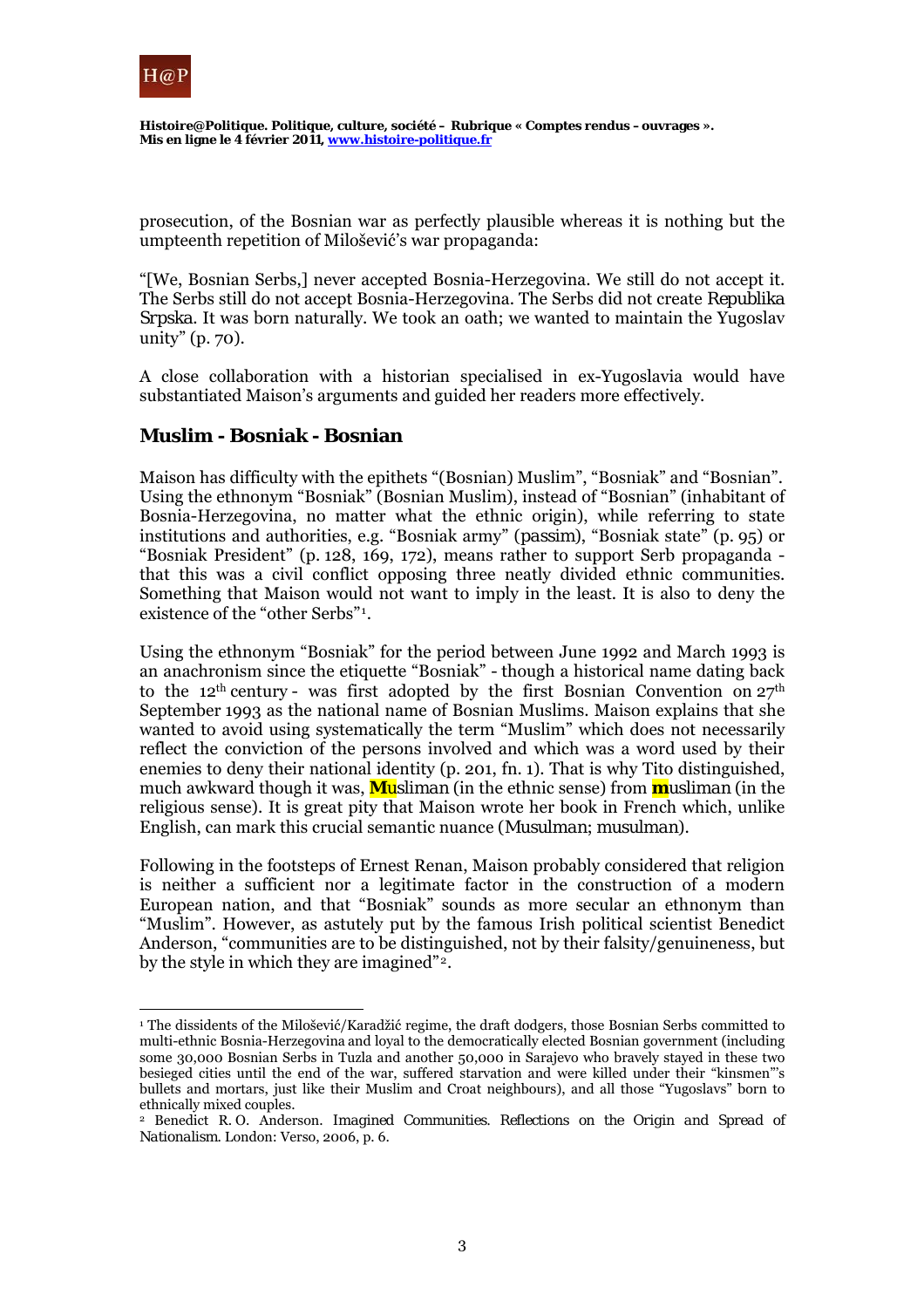prosecution, of the Bosnian war as perfectly plausible whereas it is nothing but the umpteenth repetition of Milošević's war propaganda:

"[We, Bosnian Serbs,] never accepted Bosnia-Herzegovina. We still do not accept it. The Serbs still do not accept Bosnia-Herzegovina. The Serbs did not create *Republika Srpska*. It was born naturally. We took an oath; we wanted to maintain the Yugoslav unity" (p. 70).

A close collaboration with a historian specialised in ex-Yugoslavia would have substantiated Maison's arguments and guided her readers more effectively.

## Muslim - Bosniak - Bosnian

Maison has difficulty with the epithets "(Bosnian) Muslim", "Bosniak" and "Bosnian". Using the ethnonym "Bosniak" (Bosnian Muslim), instead of "Bosnian" (inhabitant of Bosnia-Herzegovina, no matter what the ethnic origin), while referring to state institutions and authorities, e.g. "Bosniak army" (*passim*), "Bosniak state" (p. 95) or "Bosniak President" (p. 128, 169, 172), means rather to support Serb propaganda - that this was a civil conflict opposing three neatly divided ethnic communities. Something that Maison would not want to imply in the least. It is also to deny the existence of the "other Serbs"[1].

Using the ethnonym "Bosniak" for the period between June 1992 and March 1993 is an anachronism since the etiquette "Bosniak" - though a historical name dating back to the 12th century - was first adopted by the first Bosnian Convention on 27th September 1993 as the national name of Bosnian Muslims. Maison explains that she wanted to avoid using systematically the term "Muslim" which does not necessarily reflect the conviction of the persons involved and which was a word used by their enemies to deny their national identity (p. 201, fn. 1). That is why Tito distinguished, much awkward though it was, **Mu**sliman (in the ethnic sense) from **m**usliman (in the religious sense). It is great pity that Maison wrote her book in French which, unlike English, can mark this crucial semantic nuance (*Musulman*; *musulman*).

Following in the footsteps of Ernest Renan, Maison probably considered that religion is neither a sufficient nor a legitimate factor in the construction of a modern European nation, and that "Bosniak" sounds as more secular an ethnonym than "Muslim". However, as astutely put by the famous Irish political scientist Benedict Anderson, "communities are to be distinguished, not by their falsity/genuineness, but by the style in which they are imagined"[2].

---

[1] The dissidents of the Milošević/Karadžić regime, the draft dodgers, those Bosnian Serbs committed to multi-ethnic Bosnia-Herzegovina and loyal to the democratically elected Bosnian government (including some 30,000 Bosnian Serbs in Tuzla and another 50,000 in Sarajevo who bravely stayed in these two besieged cities until the end of the war, suffered starvation and were killed under their "kinsmen"'s bullets and mortars, just like their Muslim and Croat neighbours), and all those "Yugoslavs" born to ethnically mixed couples.

[2] Benedict R. O. Anderson. *Imagined Communities. Reflections on the Origin and Spread of Nationalism*. London: Verso, 2006, p. 6.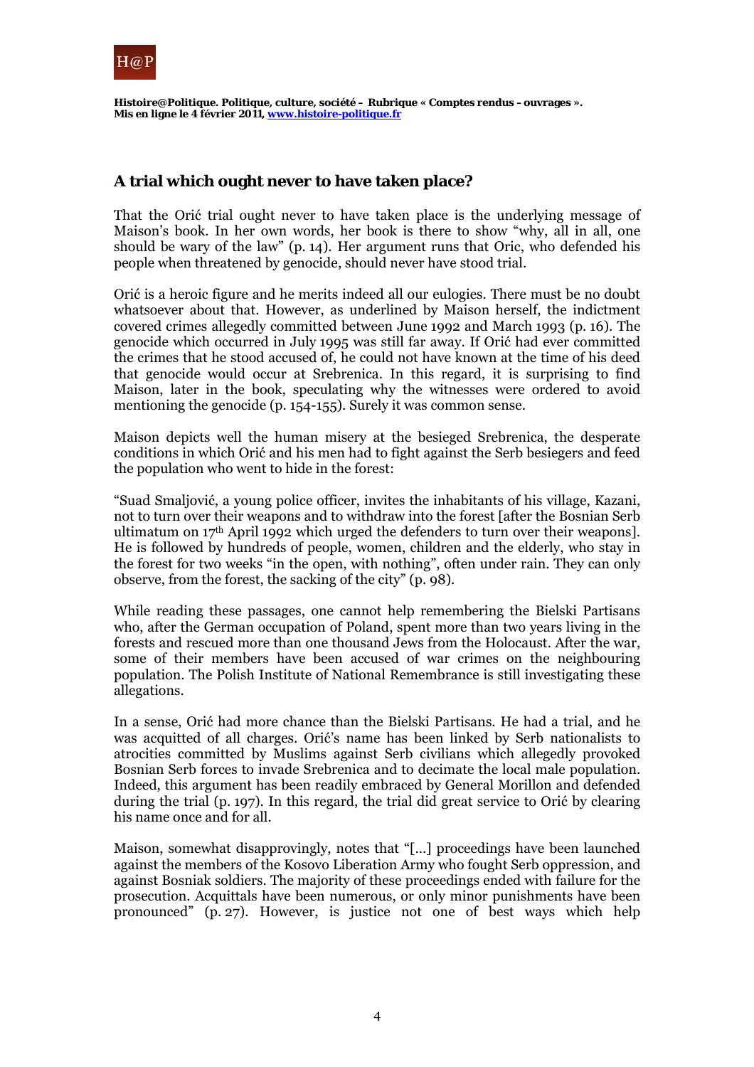## A trial which ought never to have taken place?

That the Orić trial ought never to have taken place is the underlying message of Maison's book. In her own words, her book is there to show "why, all in all, one should be wary of the law" (p. 14). Her argument runs that Oric, who defended his people when threatened by genocide, should never have stood trial.

Orić is a heroic figure and he merits indeed all our eulogies. There must be no doubt whatsoever about that. However, as underlined by Maison herself, the indictment covered crimes allegedly committed between June 1992 and March 1993 (p. 16). The genocide which occurred in July 1995 was still far away. If Orić had ever committed the crimes that he stood accused of, he could not have known at the time of his deed that genocide would occur at Srebrenica. In this regard, it is surprising to find Maison, later in the book, speculating why the witnesses were ordered to avoid mentioning the genocide (p. 154-155). Surely it was common sense.

Maison depicts well the human misery at the besieged Srebrenica, the desperate conditions in which Orić and his men had to fight against the Serb besiegers and feed the population who went to hide in the forest:

"Suad Smaljović, a young police officer, invites the inhabitants of his village, Kazani, not to turn over their weapons and to withdraw into the forest [after the Bosnian Serb ultimatum on 17th April 1992 which urged the defenders to turn over their weapons]. He is followed by hundreds of people, women, children and the elderly, who stay in the forest for two weeks "in the open, with nothing", often under rain. They can only observe, from the forest, the sacking of the city" (p. 98).

While reading these passages, one cannot help remembering the Bielski Partisans who, after the German occupation of Poland, spent more than two years living in the forests and rescued more than one thousand Jews from the Holocaust. After the war, some of their members have been accused of war crimes on the neighbouring population. The Polish Institute of National Remembrance is still investigating these allegations.

In a sense, Orić had more chance than the Bielski Partisans. He had a trial, and he was acquitted of all charges. Orić's name has been linked by Serb nationalists to atrocities committed by Muslims against Serb civilians which allegedly provoked Bosnian Serb forces to invade Srebrenica and to decimate the local male population. Indeed, this argument has been readily embraced by General Morillon and defended during the trial (p. 197). In this regard, the trial did great service to Orić by clearing his name once and for all.

Maison, somewhat disapprovingly, notes that "[...] proceedings have been launched against the members of the Kosovo Liberation Army who fought Serb oppression, and against Bosniak soldiers. The majority of these proceedings ended with failure for the prosecution. Acquittals have been numerous, or only minor punishments have been pronounced" (p. 27). However, is justice not one of best ways which help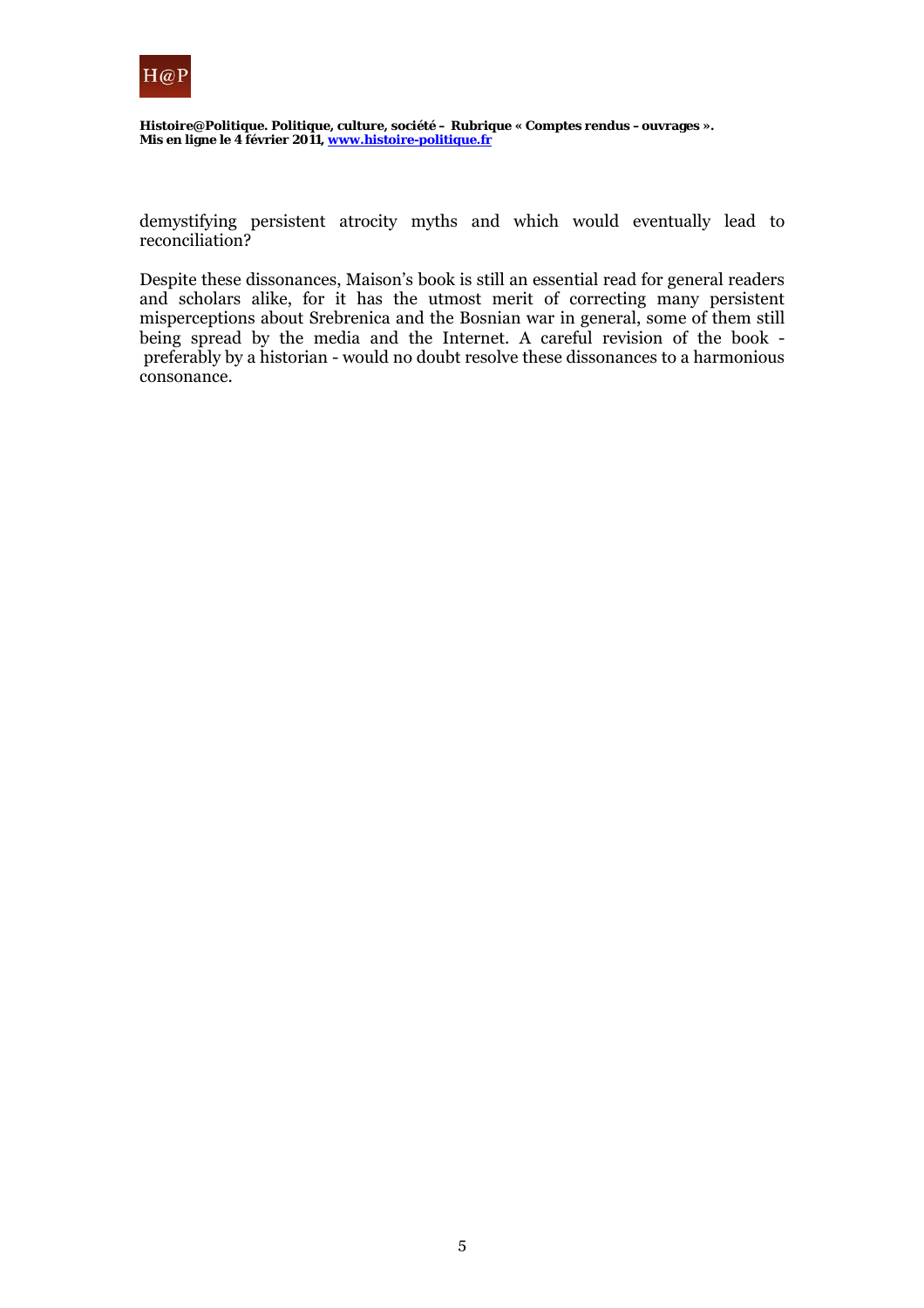demystifying persistent atrocity myths and which would eventually lead to reconciliation?

Despite these dissonances, Maison's book is still an essential read for general readers and scholars alike, for it has the utmost merit of correcting many persistent misperceptions about Srebrenica and the Bosnian war in general, some of them still being spread by the media and the Internet. A careful revision of the book - preferably by a historian - would no doubt resolve these dissonances to a harmonious consonance.